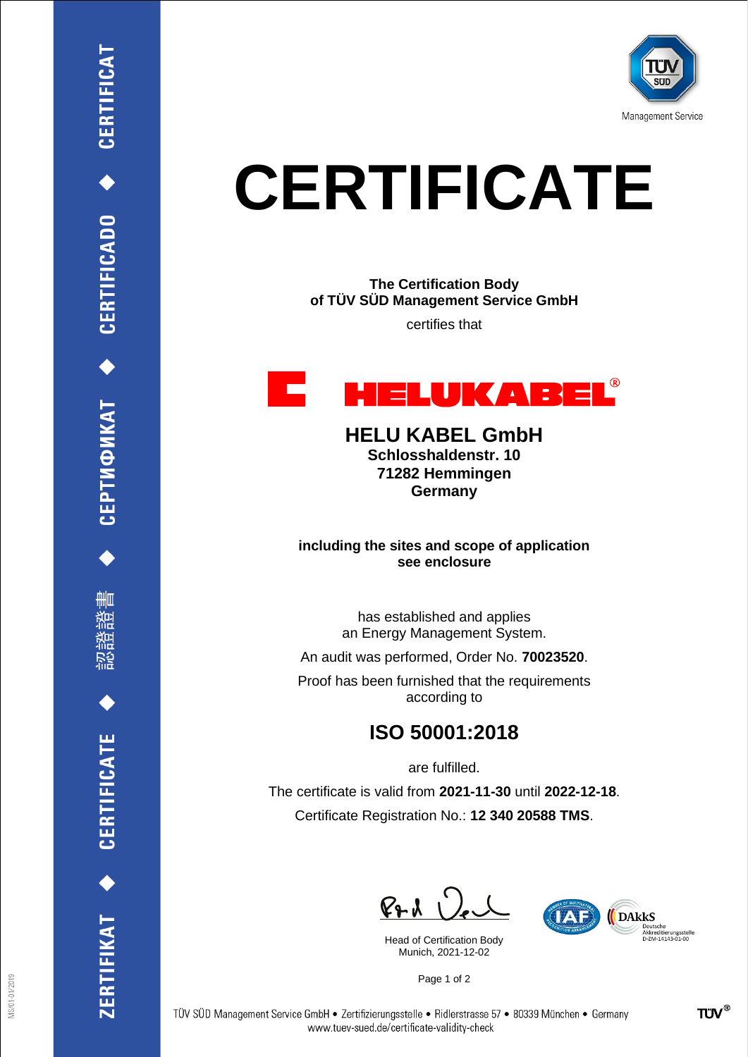# CERTIFICATE

**The Certification Body**
**of TÜV SÜD Management Service GmbH**

certifies that

**HELUKABEL®**

**HELU KABEL GmbH**
**Schlosshaldenstr. 10**
**71282 Hemmingen**
**Germany**

**including the sites and scope of application**
**see enclosure**

has established and applies
an Energy Management System.

An audit was performed, Order No. **70023520**.

Proof has been furnished that the requirements
according to

## ISO 50001:2018

are fulfilled.

The certificate is valid from **2021-11-30** until **2022-12-18**.

Certificate Registration No.: **12 340 20588 TMS**.

Head of Certification Body
Munich, 2021-12-02

DAkkS Deutsche Akkreditierungsstelle D-ZM-14143-01-00

TÜV SÜD Management Service GmbH • Zertifizierungsstelle • Ridlerstrasse 57 • 80339 München • Germany
www.tuev-sued.de/certificate-validity-check

ZERTIFIKAT ◆ CERTIFICATE ◆ 認證證書 ◆ СЕРТИФИКАТ ◆ CERTIFICADO ◆ CERTIFICAT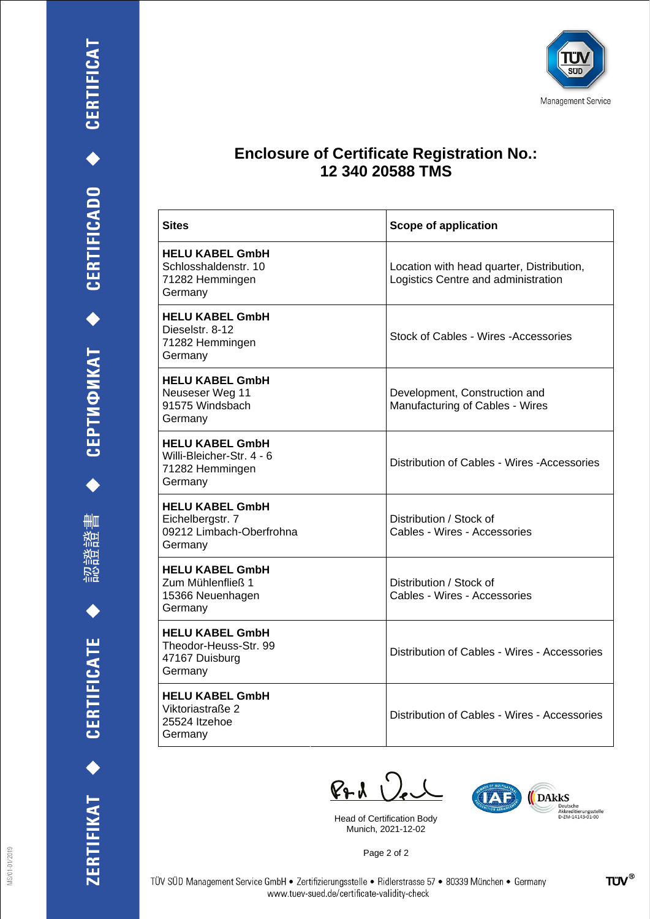TÜV SÜD

Management Service

# Enclosure of Certificate Registration No.: 12 340 20588 TMS

| **Sites** | **Scope of application** |
|---|---|
| **HELU KABEL GmbH**<br>Schlosshaldenstr. 10<br>71282 Hemmingen<br>Germany | Location with head quarter, Distribution, Logistics Centre and administration |
| **HELU KABEL GmbH**<br>Dieselstr. 8-12<br>71282 Hemmingen<br>Germany | Stock of Cables - Wires -Accessories |
| **HELU KABEL GmbH**<br>Neuseser Weg 11<br>91575 Windsbach<br>Germany | Development, Construction and Manufacturing of Cables - Wires |
| **HELU KABEL GmbH**<br>Willi-Bleicher-Str. 4 - 6<br>71282 Hemmingen<br>Germany | Distribution of Cables - Wires -Accessories |
| **HELU KABEL GmbH**<br>Eichelbergstr. 7<br>09212 Limbach-Oberfrohna<br>Germany | Distribution / Stock of Cables - Wires - Accessories |
| **HELU KABEL GmbH**<br>Zum Mühlenfließ 1<br>15366 Neuenhagen<br>Germany | Distribution / Stock of Cables - Wires - Accessories |
| **HELU KABEL GmbH**<br>Theodor-Heuss-Str. 99<br>47167 Duisburg<br>Germany | Distribution of Cables - Wires - Accessories |
| **HELU KABEL GmbH**<br>Viktoriastraße 2<br>25524 Itzehoe<br>Germany | Distribution of Cables - Wires - Accessories |

Head of Certification Body
Munich, 2021-12-02

DAkkS Deutsche Akkreditierungsstelle D-ZM-14143-01-00

TÜV SÜD Management Service GmbH • Zertifizierungsstelle • Ridlerstrasse 57 • 80339 München • Germany
www.tuev-sued.de/certificate-validity-check